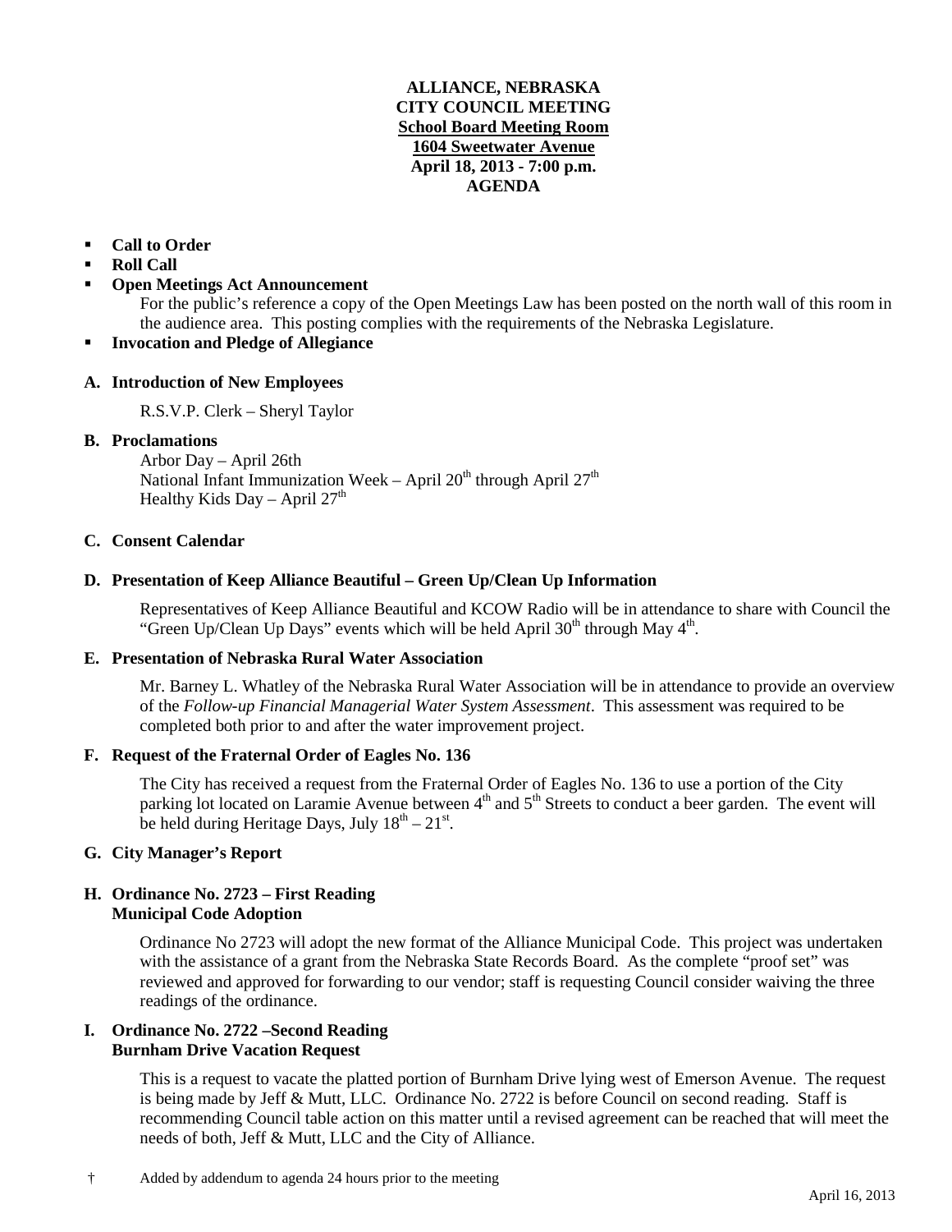**ALLIANCE, NEBRASKA**
**CITY COUNCIL MEETING**
**School Board Meeting Room**
**1604 Sweetwater Avenue**
**April 18, 2013 - 7:00 p.m.**
**AGENDA**

- **Call to Order**
- **Roll Call**
- **Open Meetings Act Announcement**

  For the public's reference a copy of the Open Meetings Law has been posted on the north wall of this room in the audience area. This posting complies with the requirements of the Nebraska Legislature.
- **Invocation and Pledge of Allegiance**

**A. Introduction of New Employees**

R.S.V.P. Clerk – Sheryl Taylor

**B. Proclamations**

Arbor Day – April 26th
National Infant Immunization Week – April 20th through April 27th
Healthy Kids Day – April 27th

**C. Consent Calendar**

**D. Presentation of Keep Alliance Beautiful – Green Up/Clean Up Information**

Representatives of Keep Alliance Beautiful and KCOW Radio will be in attendance to share with Council the "Green Up/Clean Up Days" events which will be held April 30th through May 4th.

**E. Presentation of Nebraska Rural Water Association**

Mr. Barney L. Whatley of the Nebraska Rural Water Association will be in attendance to provide an overview of the *Follow-up Financial Managerial Water System Assessment*. This assessment was required to be completed both prior to and after the water improvement project.

**F. Request of the Fraternal Order of Eagles No. 136**

The City has received a request from the Fraternal Order of Eagles No. 136 to use a portion of the City parking lot located on Laramie Avenue between 4th and 5th Streets to conduct a beer garden. The event will be held during Heritage Days, July 18th – 21st.

**G. City Manager's Report**

**H. Ordinance No. 2723 – First Reading**
**Municipal Code Adoption**

Ordinance No 2723 will adopt the new format of the Alliance Municipal Code. This project was undertaken with the assistance of a grant from the Nebraska State Records Board. As the complete "proof set" was reviewed and approved for forwarding to our vendor; staff is requesting Council consider waiving the three readings of the ordinance.

**I. Ordinance No. 2722 –Second Reading**
**Burnham Drive Vacation Request**

This is a request to vacate the platted portion of Burnham Drive lying west of Emerson Avenue. The request is being made by Jeff & Mutt, LLC. Ordinance No. 2722 is before Council on second reading. Staff is recommending Council table action on this matter until a revised agreement can be reached that will meet the needs of both, Jeff & Mutt, LLC and the City of Alliance.

† Added by addendum to agenda 24 hours prior to the meeting

April 16, 2013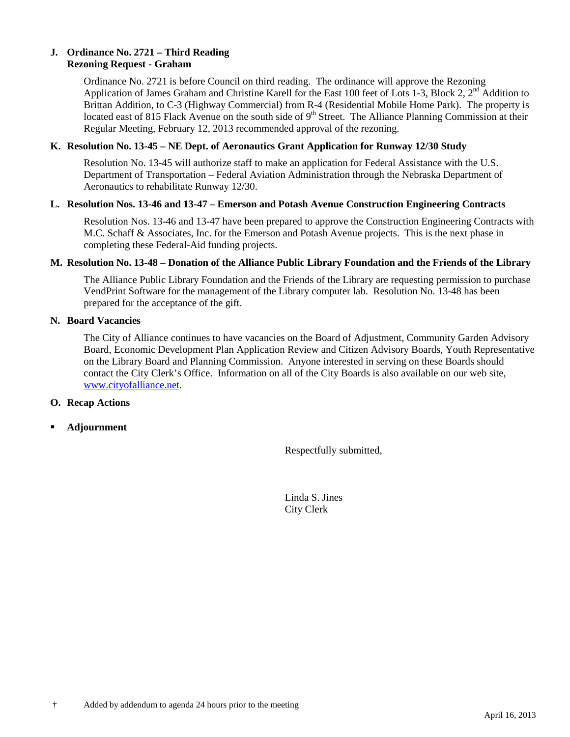**J. Ordinance No. 2721 – Third Reading**
**Rezoning Request - Graham**

Ordinance No. 2721 is before Council on third reading. The ordinance will approve the Rezoning Application of James Graham and Christine Karell for the East 100 feet of Lots 1-3, Block 2, 2nd Addition to Brittan Addition, to C-3 (Highway Commercial) from R-4 (Residential Mobile Home Park). The property is located east of 815 Flack Avenue on the south side of 9th Street. The Alliance Planning Commission at their Regular Meeting, February 12, 2013 recommended approval of the rezoning.

**K. Resolution No. 13-45 – NE Dept. of Aeronautics Grant Application for Runway 12/30 Study**

Resolution No. 13-45 will authorize staff to make an application for Federal Assistance with the U.S. Department of Transportation – Federal Aviation Administration through the Nebraska Department of Aeronautics to rehabilitate Runway 12/30.

**L. Resolution Nos. 13-46 and 13-47 – Emerson and Potash Avenue Construction Engineering Contracts**

Resolution Nos. 13-46 and 13-47 have been prepared to approve the Construction Engineering Contracts with M.C. Schaff & Associates, Inc. for the Emerson and Potash Avenue projects. This is the next phase in completing these Federal-Aid funding projects.

**M. Resolution No. 13-48 – Donation of the Alliance Public Library Foundation and the Friends of the Library**

The Alliance Public Library Foundation and the Friends of the Library are requesting permission to purchase VendPrint Software for the management of the Library computer lab. Resolution No. 13-48 has been prepared for the acceptance of the gift.

**N. Board Vacancies**

The City of Alliance continues to have vacancies on the Board of Adjustment, Community Garden Advisory Board, Economic Development Plan Application Review and Citizen Advisory Boards, Youth Representative on the Library Board and Planning Commission. Anyone interested in serving on these Boards should contact the City Clerk's Office. Information on all of the City Boards is also available on our web site, www.cityofalliance.net.

**O. Recap Actions**

- **Adjournment**

Respectfully submitted,

Linda S. Jines
City Clerk

† Added by addendum to agenda 24 hours prior to the meeting

April 16, 2013